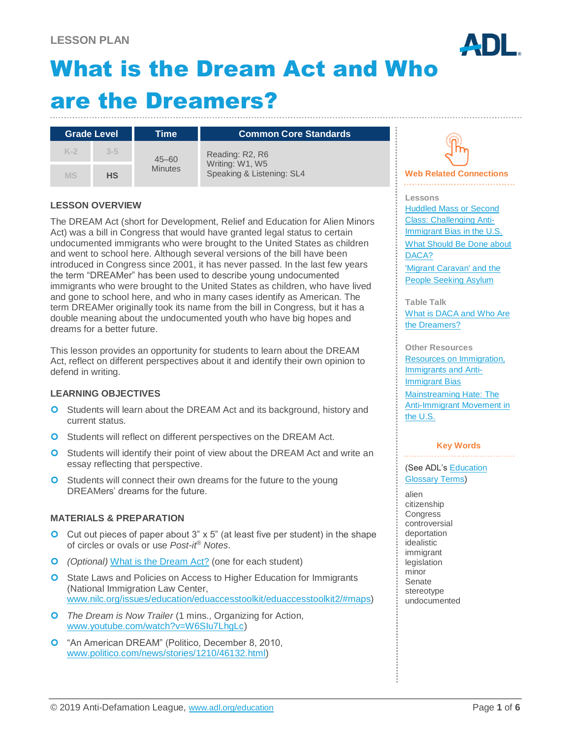LESSON PLAN

# What is the Dream Act and Who are the Dreamers?

| Grade Level | | Time | Common Core Standards |
|---|---|---|---|
| K-2 | 3-5 | 45–60 Minutes | Reading: R2, R6<br>Writing: W1, W5<br>Speaking & Listening: SL4 |
| MS | **HS** | | |

## LESSON OVERVIEW

The DREAM Act (short for Development, Relief and Education for Alien Minors Act) was a bill in Congress that would have granted legal status to certain undocumented immigrants who were brought to the United States as children and went to school here. Although several versions of the bill have been introduced in Congress since 2001, it has never passed. In the last few years the term "DREAMer" has been used to describe young undocumented immigrants who were brought to the United States as children, who have lived and gone to school here, and who in many cases identify as American. The term DREAMer originally took its name from the bill in Congress, but it has a double meaning about the undocumented youth who have big hopes and dreams for a better future.

This lesson provides an opportunity for students to learn about the DREAM Act, reflect on different perspectives about it and identify their own opinion to defend in writing.

## LEARNING OBJECTIVES

- Students will learn about the DREAM Act and its background, history and current status.
- Students will reflect on different perspectives on the DREAM Act.
- Students will identify their point of view about the DREAM Act and write an essay reflecting that perspective.
- Students will connect their own dreams for the future to the young DREAMers' dreams for the future.

## MATERIALS & PREPARATION

- Cut out pieces of paper about 3" x 5" (at least five per student) in the shape of circles or ovals or use *Post-it®* *Notes*.
- *(Optional)* What is the Dream Act? (one for each student)
- State Laws and Policies on Access to Higher Education for Immigrants (National Immigration Law Center, www.nilc.org/issues/education/eduaccesstoolkit/eduaccesstoolkit2/#maps)
- *The Dream is Now Trailer* (1 mins., Organizing for Action, www.youtube.com/watch?v=W6Slu7LhgLc)
- "An American DREAM" (Politico, December 8, 2010, www.politico.com/news/stories/1210/46132.html)

## Web Related Connections

**Lessons**

- Huddled Mass or Second Class: Challenging Anti-Immigrant Bias in the U.S.
- What Should Be Done about DACA?
- 'Migrant Caravan' and the People Seeking Asylum

**Table Talk**

- What is DACA and Who Are the Dreamers?

**Other Resources**

- Resources on Immigration, Immigrants and Anti-Immigrant Bias
- Mainstreaming Hate: The Anti-Immigrant Movement in the U.S.

## Key Words

(See ADL's Education Glossary Terms)

alien
citizenship
Congress
controversial
deportation
idealistic
immigrant
legislation
minor
Senate
stereotype
undocumented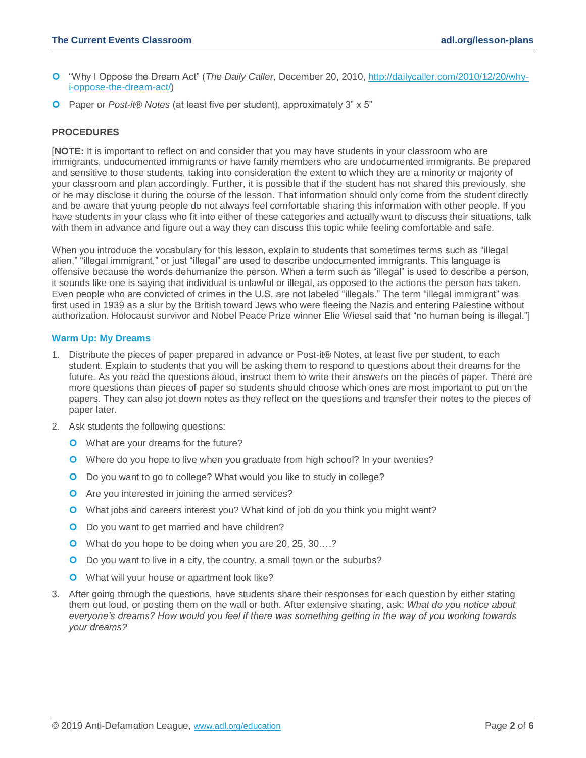- "Why I Oppose the Dream Act" (*The Daily Caller,* December 20, 2010, http://dailycaller.com/2010/12/20/why-i-oppose-the-dream-act/)
- Paper or *Post-it® Notes* (at least five per student), approximately 3" x 5"

**PROCEDURES**

[**NOTE:** It is important to reflect on and consider that you may have students in your classroom who are immigrants, undocumented immigrants or have family members who are undocumented immigrants. Be prepared and sensitive to those students, taking into consideration the extent to which they are a minority or majority of your classroom and plan accordingly. Further, it is possible that if the student has not shared this previously, she or he may disclose it during the course of the lesson. That information should only come from the student directly and be aware that young people do not always feel comfortable sharing this information with other people. If you have students in your class who fit into either of these categories and actually want to discuss their situations, talk with them in advance and figure out a way they can discuss this topic while feeling comfortable and safe.

When you introduce the vocabulary for this lesson, explain to students that sometimes terms such as "illegal alien," "illegal immigrant," or just "illegal" are used to describe undocumented immigrants. This language is offensive because the words dehumanize the person. When a term such as "illegal" is used to describe a person, it sounds like one is saying that individual is unlawful or illegal, as opposed to the actions the person has taken. Even people who are convicted of crimes in the U.S. are not labeled "illegals." The term "illegal immigrant" was first used in 1939 as a slur by the British toward Jews who were fleeing the Nazis and entering Palestine without authorization. Holocaust survivor and Nobel Peace Prize winner Elie Wiesel said that "no human being is illegal."]

### Warm Up: My Dreams

1. Distribute the pieces of paper prepared in advance or Post-it® Notes, at least five per student, to each student. Explain to students that you will be asking them to respond to questions about their dreams for the future. As you read the questions aloud, instruct them to write their answers on the pieces of paper. There are more questions than pieces of paper so students should choose which ones are most important to put on the papers. They can also jot down notes as they reflect on the questions and transfer their notes to the pieces of paper later.
2. Ask students the following questions:
   - What are your dreams for the future?
   - Where do you hope to live when you graduate from high school? In your twenties?
   - Do you want to go to college? What would you like to study in college?
   - Are you interested in joining the armed services?
   - What jobs and careers interest you? What kind of job do you think you might want?
   - Do you want to get married and have children?
   - What do you hope to be doing when you are 20, 25, 30….?
   - Do you want to live in a city, the country, a small town or the suburbs?
   - What will your house or apartment look like?
3. After going through the questions, have students share their responses for each question by either stating them out loud, or posting them on the wall or both. After extensive sharing, ask: *What do you notice about everyone's dreams? How would you feel if there was something getting in the way of you working towards your dreams?*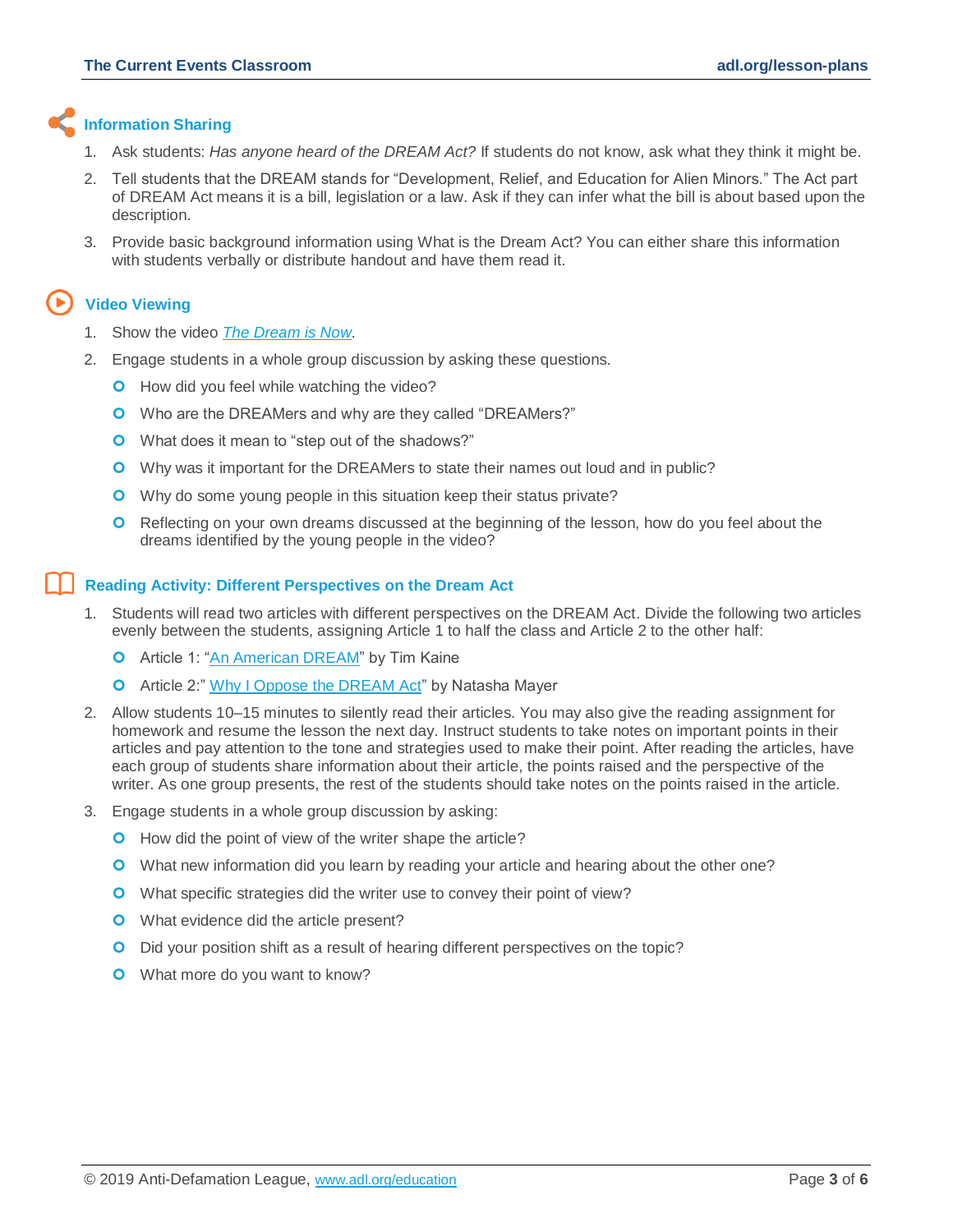## Information Sharing

1. Ask students: *Has anyone heard of the DREAM Act?* If students do not know, ask what they think it might be.
2. Tell students that the DREAM stands for "Development, Relief, and Education for Alien Minors." The Act part of DREAM Act means it is a bill, legislation or a law. Ask if they can infer what the bill is about based upon the description.
3. Provide basic background information using What is the Dream Act? You can either share this information with students verbally or distribute handout and have them read it.

## Video Viewing

1. Show the video *The Dream is Now*.
2. Engage students in a whole group discussion by asking these questions.
   - How did you feel while watching the video?
   - Who are the DREAMers and why are they called "DREAMers?"
   - What does it mean to "step out of the shadows?"
   - Why was it important for the DREAMers to state their names out loud and in public?
   - Why do some young people in this situation keep their status private?
   - Reflecting on your own dreams discussed at the beginning of the lesson, how do you feel about the dreams identified by the young people in the video?

## Reading Activity: Different Perspectives on the Dream Act

1. Students will read two articles with different perspectives on the DREAM Act. Divide the following two articles evenly between the students, assigning Article 1 to half the class and Article 2 to the other half:
   - Article 1: "An American DREAM" by Tim Kaine
   - Article 2:" Why I Oppose the DREAM Act" by Natasha Mayer
2. Allow students 10–15 minutes to silently read their articles. You may also give the reading assignment for homework and resume the lesson the next day. Instruct students to take notes on important points in their articles and pay attention to the tone and strategies used to make their point. After reading the articles, have each group of students share information about their article, the points raised and the perspective of the writer. As one group presents, the rest of the students should take notes on the points raised in the article.
3. Engage students in a whole group discussion by asking:
   - How did the point of view of the writer shape the article?
   - What new information did you learn by reading your article and hearing about the other one?
   - What specific strategies did the writer use to convey their point of view?
   - What evidence did the article present?
   - Did your position shift as a result of hearing different perspectives on the topic?
   - What more do you want to know?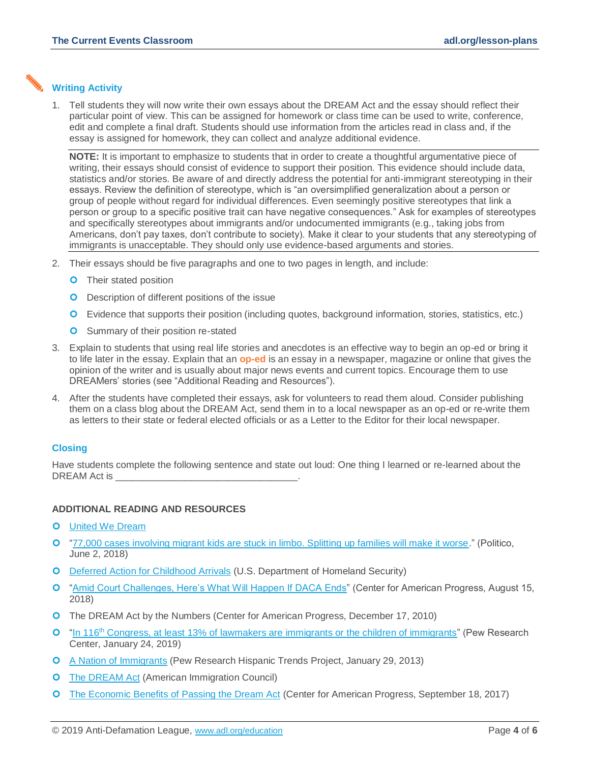## Writing Activity

1. Tell students they will now write their own essays about the DREAM Act and the essay should reflect their particular point of view. This can be assigned for homework or class time can be used to write, conference, edit and complete a final draft. Students should use information from the articles read in class and, if the essay is assigned for homework, they can collect and analyze additional evidence.

   **NOTE:** It is important to emphasize to students that in order to create a thoughtful argumentative piece of writing, their essays should consist of evidence to support their position. This evidence should include data, statistics and/or stories. Be aware of and directly address the potential for anti-immigrant stereotyping in their essays. Review the definition of stereotype, which is "an oversimplified generalization about a person or group of people without regard for individual differences. Even seemingly positive stereotypes that link a person or group to a specific positive trait can have negative consequences." Ask for examples of stereotypes and specifically stereotypes about immigrants and/or undocumented immigrants (e.g., taking jobs from Americans, don't pay taxes, don't contribute to society). Make it clear to your students that any stereotyping of immigrants is unacceptable. They should only use evidence-based arguments and stories.

2. Their essays should be five paragraphs and one to two pages in length, and include:
   - Their stated position
   - Description of different positions of the issue
   - Evidence that supports their position (including quotes, background information, stories, statistics, etc.)
   - Summary of their position re-stated

3. Explain to students that using real life stories and anecdotes is an effective way to begin an op-ed or bring it to life later in the essay. Explain that an **op-ed** is an essay in a newspaper, magazine or online that gives the opinion of the writer and is usually about major news events and current topics. Encourage them to use DREAMers' stories (see "Additional Reading and Resources").

4. After the students have completed their essays, ask for volunteers to read them aloud. Consider publishing them on a class blog about the DREAM Act, send them in to a local newspaper as an op-ed or re-write them as letters to their state or federal elected officials or as a Letter to the Editor for their local newspaper.

## Closing

Have students complete the following sentence and state out loud: One thing I learned or re-learned about the DREAM Act is \_\_\_\_\_\_\_\_\_\_\_\_\_\_\_\_\_\_\_\_\_\_\_\_\_\_\_\_\_\_\_\_\_\_.

## ADDITIONAL READING AND RESOURCES

- United We Dream
- "77,000 cases involving migrant kids are stuck in limbo. Splitting up families will make it worse." (Politico, June 2, 2018)
- Deferred Action for Childhood Arrivals (U.S. Department of Homeland Security)
- "Amid Court Challenges, Here's What Will Happen If DACA Ends" (Center for American Progress, August 15, 2018)
- The DREAM Act by the Numbers (Center for American Progress, December 17, 2010)
- "In 116th Congress, at least 13% of lawmakers are immigrants or the children of immigrants" (Pew Research Center, January 24, 2019)
- A Nation of Immigrants (Pew Research Hispanic Trends Project, January 29, 2013)
- The DREAM Act (American Immigration Council)
- The Economic Benefits of Passing the Dream Act (Center for American Progress, September 18, 2017)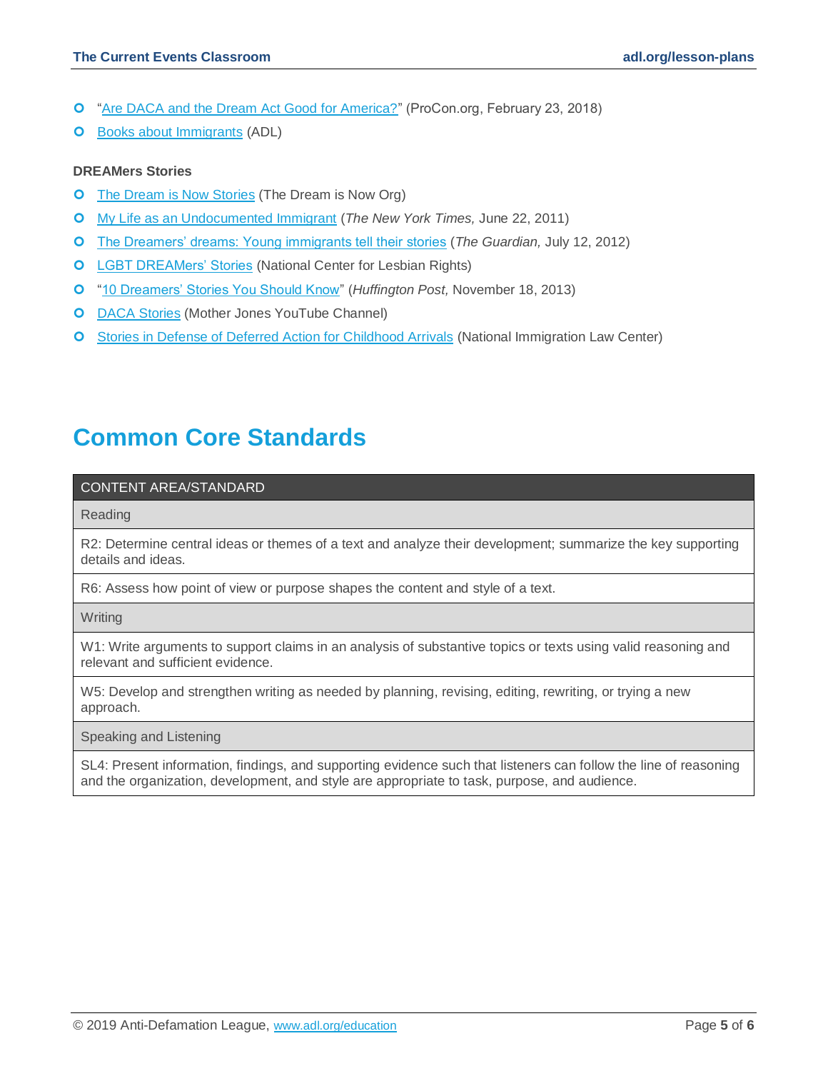- "Are DACA and the Dream Act Good for America?" (ProCon.org, February 23, 2018)
- Books about Immigrants (ADL)

**DREAMers Stories**

- The Dream is Now Stories (The Dream is Now Org)
- My Life as an Undocumented Immigrant (*The New York Times,* June 22, 2011)
- The Dreamers' dreams: Young immigrants tell their stories (*The Guardian,* July 12, 2012)
- LGBT DREAMers' Stories (National Center for Lesbian Rights)
- "10 Dreamers' Stories You Should Know" (*Huffington Post,* November 18, 2013)
- DACA Stories (Mother Jones YouTube Channel)
- Stories in Defense of Deferred Action for Childhood Arrivals (National Immigration Law Center)

## Common Core Standards

| CONTENT AREA/STANDARD |
| --- |
| Reading |
| R2: Determine central ideas or themes of a text and analyze their development; summarize the key supporting details and ideas. |
| R6: Assess how point of view or purpose shapes the content and style of a text. |
| Writing |
| W1: Write arguments to support claims in an analysis of substantive topics or texts using valid reasoning and relevant and sufficient evidence. |
| W5: Develop and strengthen writing as needed by planning, revising, editing, rewriting, or trying a new approach. |
| Speaking and Listening |
| SL4: Present information, findings, and supporting evidence such that listeners can follow the line of reasoning and the organization, development, and style are appropriate to task, purpose, and audience. |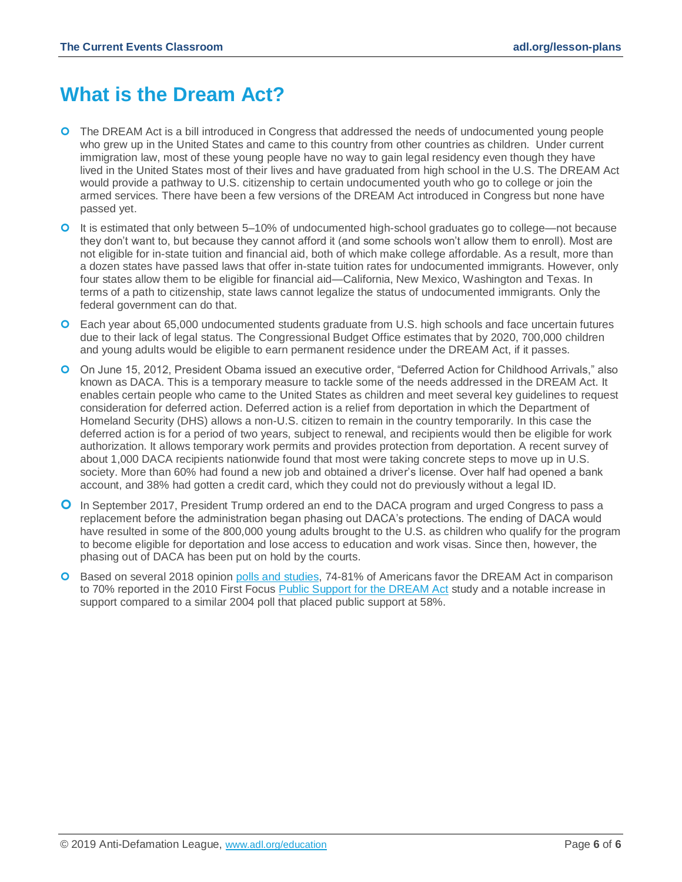# What is the Dream Act?

- The DREAM Act is a bill introduced in Congress that addressed the needs of undocumented young people who grew up in the United States and came to this country from other countries as children. Under current immigration law, most of these young people have no way to gain legal residency even though they have lived in the United States most of their lives and have graduated from high school in the U.S. The DREAM Act would provide a pathway to U.S. citizenship to certain undocumented youth who go to college or join the armed services. There have been a few versions of the DREAM Act introduced in Congress but none have passed yet.
- It is estimated that only between 5–10% of undocumented high-school graduates go to college—not because they don't want to, but because they cannot afford it (and some schools won't allow them to enroll). Most are not eligible for in-state tuition and financial aid, both of which make college affordable. As a result, more than a dozen states have passed laws that offer in-state tuition rates for undocumented immigrants. However, only four states allow them to be eligible for financial aid—California, New Mexico, Washington and Texas. In terms of a path to citizenship, state laws cannot legalize the status of undocumented immigrants. Only the federal government can do that.
- Each year about 65,000 undocumented students graduate from U.S. high schools and face uncertain futures due to their lack of legal status. The Congressional Budget Office estimates that by 2020, 700,000 children and young adults would be eligible to earn permanent residence under the DREAM Act, if it passes.
- On June 15, 2012, President Obama issued an executive order, "Deferred Action for Childhood Arrivals," also known as DACA. This is a temporary measure to tackle some of the needs addressed in the DREAM Act. It enables certain people who came to the United States as children and meet several key guidelines to request consideration for deferred action. Deferred action is a relief from deportation in which the Department of Homeland Security (DHS) allows a non-U.S. citizen to remain in the country temporarily. In this case the deferred action is for a period of two years, subject to renewal, and recipients would then be eligible for work authorization. It allows temporary work permits and provides protection from deportation. A recent survey of about 1,000 DACA recipients nationwide found that most were taking concrete steps to move up in U.S. society. More than 60% had found a new job and obtained a driver's license. Over half had opened a bank account, and 38% had gotten a credit card, which they could not do previously without a legal ID.
- In September 2017, President Trump ordered an end to the DACA program and urged Congress to pass a replacement before the administration began phasing out DACA's protections. The ending of DACA would have resulted in some of the 800,000 young adults brought to the U.S. as children who qualify for the program to become eligible for deportation and lose access to education and work visas. Since then, however, the phasing out of DACA has been put on hold by the courts.
- Based on several 2018 opinion polls and studies, 74-81% of Americans favor the DREAM Act in comparison to 70% reported in the 2010 First Focus Public Support for the DREAM Act study and a notable increase in support compared to a similar 2004 poll that placed public support at 58%.